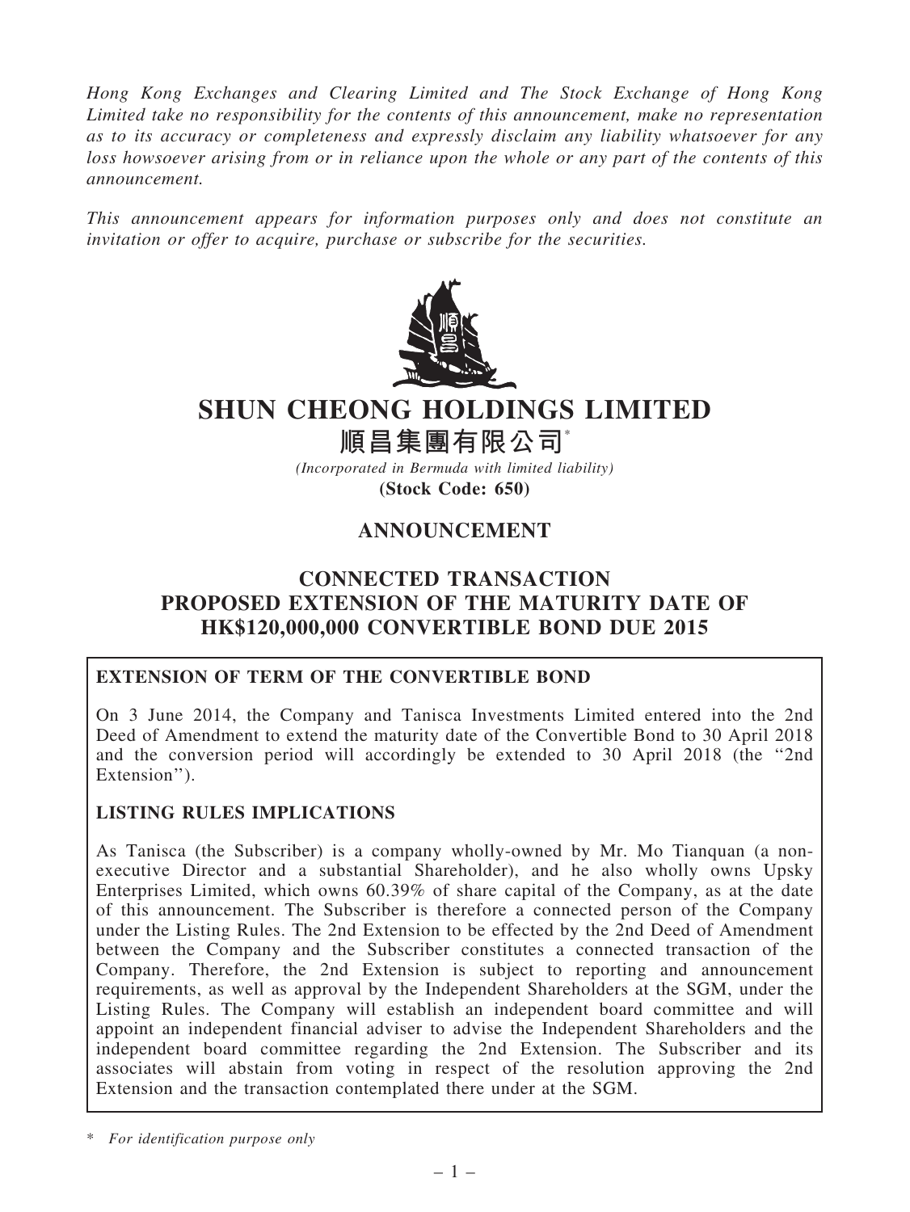*Hong Kong Exchanges and Clearing Limited and The Stock Exchange of Hong Kong Limited take no responsibility for the contents of this announcement, make no representation as to its accuracy or completeness and expressly disclaim any liability whatsoever for any loss howsoever arising from or in reliance upon the whole or any part of the contents of this announcement.*

*This announcement appears for information purposes only and does not constitute an invitation or offer to acquire, purchase or subscribe for the securities.*

# SHUN CHEONG HOLDINGS LIMITED

# 順昌集團有限公司*

*(Incorporated in Bermuda with limited liability)*

**(Stock Code: 650)**

## ANNOUNCEMENT

## CONNECTED TRANSACTION
## PROPOSED EXTENSION OF THE MATURITY DATE OF HK$120,000,000 CONVERTIBLE BOND DUE 2015

**EXTENSION OF TERM OF THE CONVERTIBLE BOND**

On 3 June 2014, the Company and Tanisca Investments Limited entered into the 2nd Deed of Amendment to extend the maturity date of the Convertible Bond to 30 April 2018 and the conversion period will accordingly be extended to 30 April 2018 (the "2nd Extension").

**LISTING RULES IMPLICATIONS**

As Tanisca (the Subscriber) is a company wholly-owned by Mr. Mo Tianquan (a non-executive Director and a substantial Shareholder), and he also wholly owns Upsky Enterprises Limited, which owns 60.39% of share capital of the Company, as at the date of this announcement. The Subscriber is therefore a connected person of the Company under the Listing Rules. The 2nd Extension to be effected by the 2nd Deed of Amendment between the Company and the Subscriber constitutes a connected transaction of the Company. Therefore, the 2nd Extension is subject to reporting and announcement requirements, as well as approval by the Independent Shareholders at the SGM, under the Listing Rules. The Company will establish an independent board committee and will appoint an independent financial adviser to advise the Independent Shareholders and the independent board committee regarding the 2nd Extension. The Subscriber and its associates will abstain from voting in respect of the resolution approving the 2nd Extension and the transaction contemplated there under at the SGM.

\* *For identification purpose only*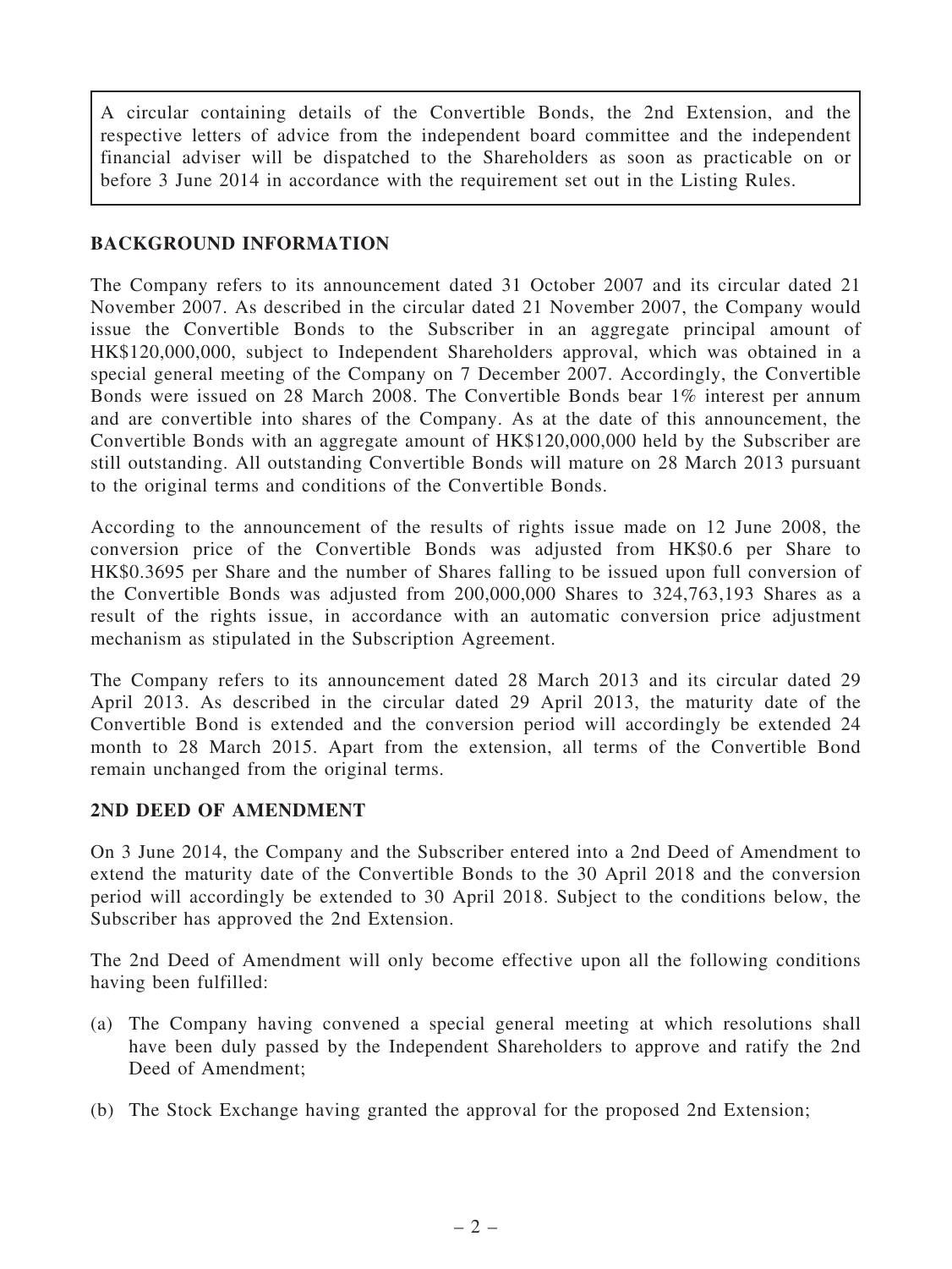A circular containing details of the Convertible Bonds, the 2nd Extension, and the respective letters of advice from the independent board committee and the independent financial adviser will be dispatched to the Shareholders as soon as practicable on or before 3 June 2014 in accordance with the requirement set out in the Listing Rules.

## BACKGROUND INFORMATION

The Company refers to its announcement dated 31 October 2007 and its circular dated 21 November 2007. As described in the circular dated 21 November 2007, the Company would issue the Convertible Bonds to the Subscriber in an aggregate principal amount of HK$120,000,000, subject to Independent Shareholders approval, which was obtained in a special general meeting of the Company on 7 December 2007. Accordingly, the Convertible Bonds were issued on 28 March 2008. The Convertible Bonds bear 1% interest per annum and are convertible into shares of the Company. As at the date of this announcement, the Convertible Bonds with an aggregate amount of HK$120,000,000 held by the Subscriber are still outstanding. All outstanding Convertible Bonds will mature on 28 March 2013 pursuant to the original terms and conditions of the Convertible Bonds.

According to the announcement of the results of rights issue made on 12 June 2008, the conversion price of the Convertible Bonds was adjusted from HK$0.6 per Share to HK$0.3695 per Share and the number of Shares falling to be issued upon full conversion of the Convertible Bonds was adjusted from 200,000,000 Shares to 324,763,193 Shares as a result of the rights issue, in accordance with an automatic conversion price adjustment mechanism as stipulated in the Subscription Agreement.

The Company refers to its announcement dated 28 March 2013 and its circular dated 29 April 2013. As described in the circular dated 29 April 2013, the maturity date of the Convertible Bond is extended and the conversion period will accordingly be extended 24 month to 28 March 2015. Apart from the extension, all terms of the Convertible Bond remain unchanged from the original terms.

## 2ND DEED OF AMENDMENT

On 3 June 2014, the Company and the Subscriber entered into a 2nd Deed of Amendment to extend the maturity date of the Convertible Bonds to the 30 April 2018 and the conversion period will accordingly be extended to 30 April 2018. Subject to the conditions below, the Subscriber has approved the 2nd Extension.

The 2nd Deed of Amendment will only become effective upon all the following conditions having been fulfilled:

(a) The Company having convened a special general meeting at which resolutions shall have been duly passed by the Independent Shareholders to approve and ratify the 2nd Deed of Amendment;

(b) The Stock Exchange having granted the approval for the proposed 2nd Extension;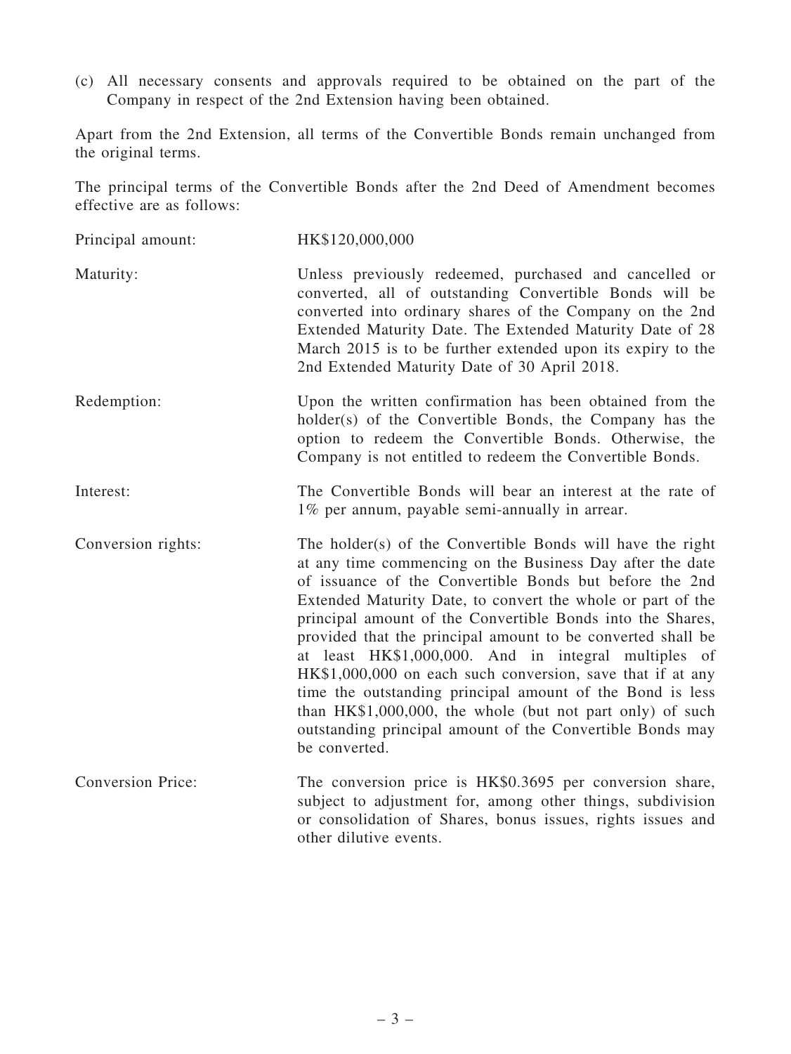(c) All necessary consents and approvals required to be obtained on the part of the Company in respect of the 2nd Extension having been obtained.

Apart from the 2nd Extension, all terms of the Convertible Bonds remain unchanged from the original terms.

The principal terms of the Convertible Bonds after the 2nd Deed of Amendment becomes effective are as follows:

| | |
|---|---|
| Principal amount: | HK$120,000,000 |
| Maturity: | Unless previously redeemed, purchased and cancelled or converted, all of outstanding Convertible Bonds will be converted into ordinary shares of the Company on the 2nd Extended Maturity Date. The Extended Maturity Date of 28 March 2015 is to be further extended upon its expiry to the 2nd Extended Maturity Date of 30 April 2018. |
| Redemption: | Upon the written confirmation has been obtained from the holder(s) of the Convertible Bonds, the Company has the option to redeem the Convertible Bonds. Otherwise, the Company is not entitled to redeem the Convertible Bonds. |
| Interest: | The Convertible Bonds will bear an interest at the rate of 1% per annum, payable semi-annually in arrear. |
| Conversion rights: | The holder(s) of the Convertible Bonds will have the right at any time commencing on the Business Day after the date of issuance of the Convertible Bonds but before the 2nd Extended Maturity Date, to convert the whole or part of the principal amount of the Convertible Bonds into the Shares, provided that the principal amount to be converted shall be at least HK$1,000,000. And in integral multiples of HK$1,000,000 on each such conversion, save that if at any time the outstanding principal amount of the Bond is less than HK$1,000,000, the whole (but not part only) of such outstanding principal amount of the Convertible Bonds may be converted. |
| Conversion Price: | The conversion price is HK$0.3695 per conversion share, subject to adjustment for, among other things, subdivision or consolidation of Shares, bonus issues, rights issues and other dilutive events. |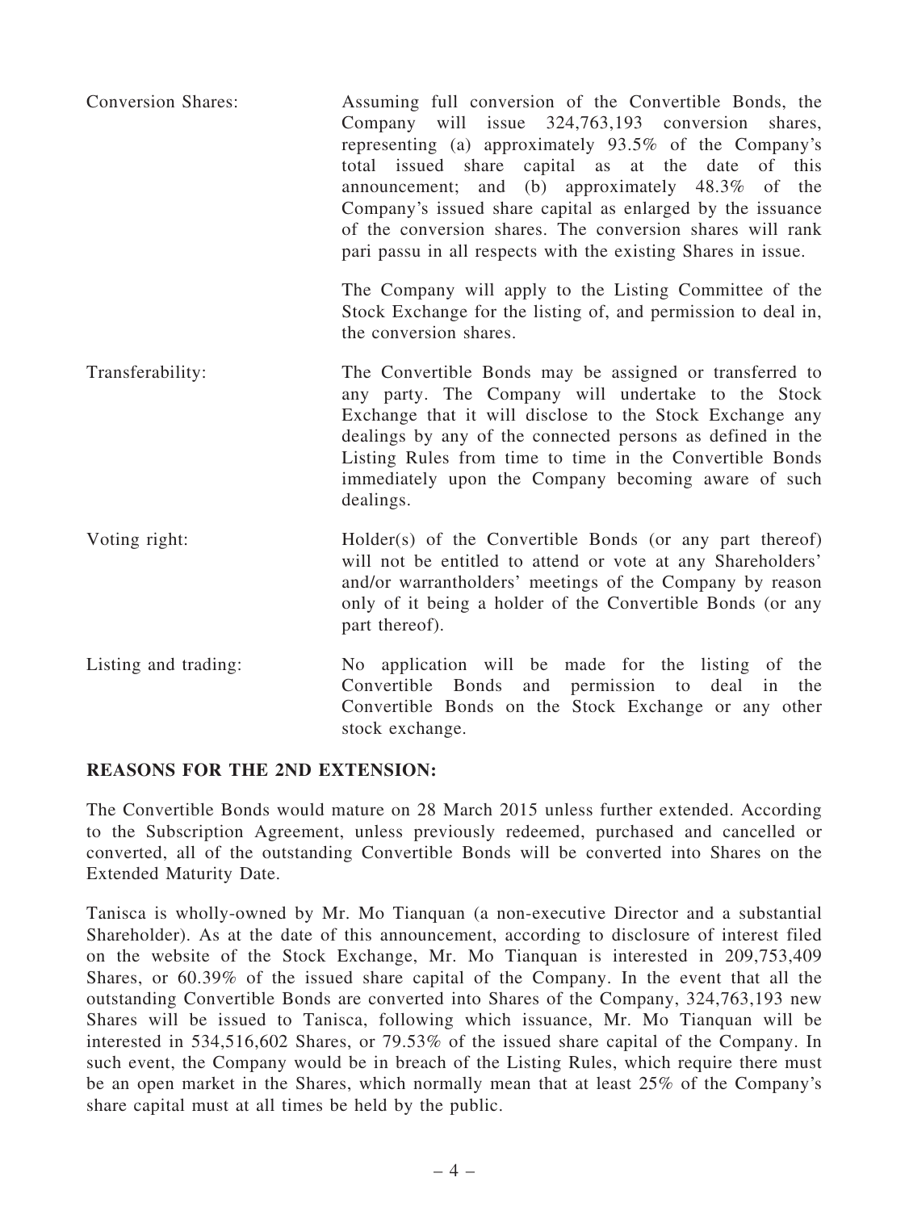| | |
|---|---|
| Conversion Shares: | Assuming full conversion of the Convertible Bonds, the Company will issue 324,763,193 conversion shares, representing (a) approximately 93.5% of the Company's total issued share capital as at the date of this announcement; and (b) approximately 48.3% of the Company's issued share capital as enlarged by the issuance of the conversion shares. The conversion shares will rank pari passu in all respects with the existing Shares in issue.<br><br>The Company will apply to the Listing Committee of the Stock Exchange for the listing of, and permission to deal in, the conversion shares. |
| Transferability: | The Convertible Bonds may be assigned or transferred to any party. The Company will undertake to the Stock Exchange that it will disclose to the Stock Exchange any dealings by any of the connected persons as defined in the Listing Rules from time to time in the Convertible Bonds immediately upon the Company becoming aware of such dealings. |
| Voting right: | Holder(s) of the Convertible Bonds (or any part thereof) will not be entitled to attend or vote at any Shareholders' and/or warrantholders' meetings of the Company by reason only of it being a holder of the Convertible Bonds (or any part thereof). |
| Listing and trading: | No application will be made for the listing of the Convertible Bonds and permission to deal in the Convertible Bonds on the Stock Exchange or any other stock exchange. |

**REASONS FOR THE 2ND EXTENSION:**

The Convertible Bonds would mature on 28 March 2015 unless further extended. According to the Subscription Agreement, unless previously redeemed, purchased and cancelled or converted, all of the outstanding Convertible Bonds will be converted into Shares on the Extended Maturity Date.

Tanisca is wholly-owned by Mr. Mo Tianquan (a non-executive Director and a substantial Shareholder). As at the date of this announcement, according to disclosure of interest filed on the website of the Stock Exchange, Mr. Mo Tianquan is interested in 209,753,409 Shares, or 60.39% of the issued share capital of the Company. In the event that all the outstanding Convertible Bonds are converted into Shares of the Company, 324,763,193 new Shares will be issued to Tanisca, following which issuance, Mr. Mo Tianquan will be interested in 534,516,602 Shares, or 79.53% of the issued share capital of the Company. In such event, the Company would be in breach of the Listing Rules, which require there must be an open market in the Shares, which normally mean that at least 25% of the Company's share capital must at all times be held by the public.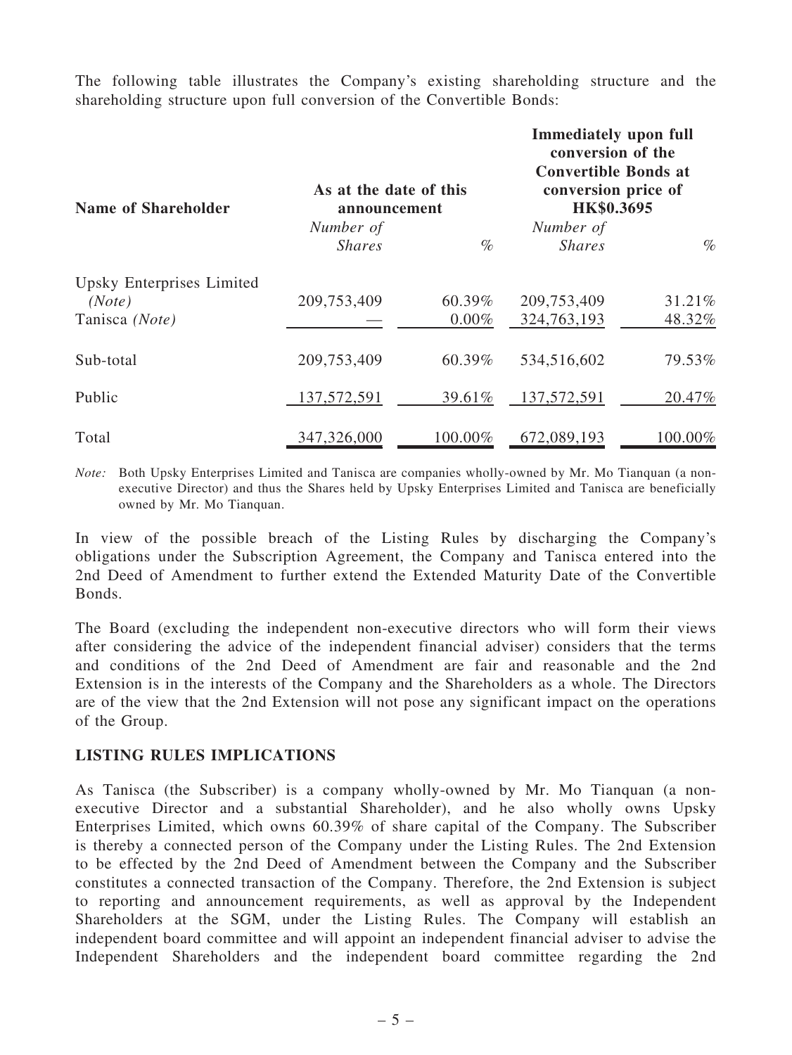The following table illustrates the Company's existing shareholding structure and the shareholding structure upon full conversion of the Convertible Bonds:

| Name of Shareholder | As at the date of this announcement | | Immediately upon full conversion of the Convertible Bonds at conversion price of HK$0.3695 | |
|---|---|---|---|---|
| | *Number of Shares* | *%* | *Number of Shares* | *%* |
| Upsky Enterprises Limited *(Note)* | 209,753,409 | 60.39% | 209,753,409 | 31.21% |
| Tanisca *(Note)* | — | 0.00% | 324,763,193 | 48.32% |
| Sub-total | 209,753,409 | 60.39% | 534,516,602 | 79.53% |
| Public | 137,572,591 | 39.61% | 137,572,591 | 20.47% |
| Total | 347,326,000 | 100.00% | 672,089,193 | 100.00% |

*Note:* Both Upsky Enterprises Limited and Tanisca are companies wholly-owned by Mr. Mo Tianquan (a non-executive Director) and thus the Shares held by Upsky Enterprises Limited and Tanisca are beneficially owned by Mr. Mo Tianquan.

In view of the possible breach of the Listing Rules by discharging the Company's obligations under the Subscription Agreement, the Company and Tanisca entered into the 2nd Deed of Amendment to further extend the Extended Maturity Date of the Convertible Bonds.

The Board (excluding the independent non-executive directors who will form their views after considering the advice of the independent financial adviser) considers that the terms and conditions of the 2nd Deed of Amendment are fair and reasonable and the 2nd Extension is in the interests of the Company and the Shareholders as a whole. The Directors are of the view that the 2nd Extension will not pose any significant impact on the operations of the Group.

## LISTING RULES IMPLICATIONS

As Tanisca (the Subscriber) is a company wholly-owned by Mr. Mo Tianquan (a non-executive Director and a substantial Shareholder), and he also wholly owns Upsky Enterprises Limited, which owns 60.39% of share capital of the Company. The Subscriber is thereby a connected person of the Company under the Listing Rules. The 2nd Extension to be effected by the 2nd Deed of Amendment between the Company and the Subscriber constitutes a connected transaction of the Company. Therefore, the 2nd Extension is subject to reporting and announcement requirements, as well as approval by the Independent Shareholders at the SGM, under the Listing Rules. The Company will establish an independent board committee and will appoint an independent financial adviser to advise the Independent Shareholders and the independent board committee regarding the 2nd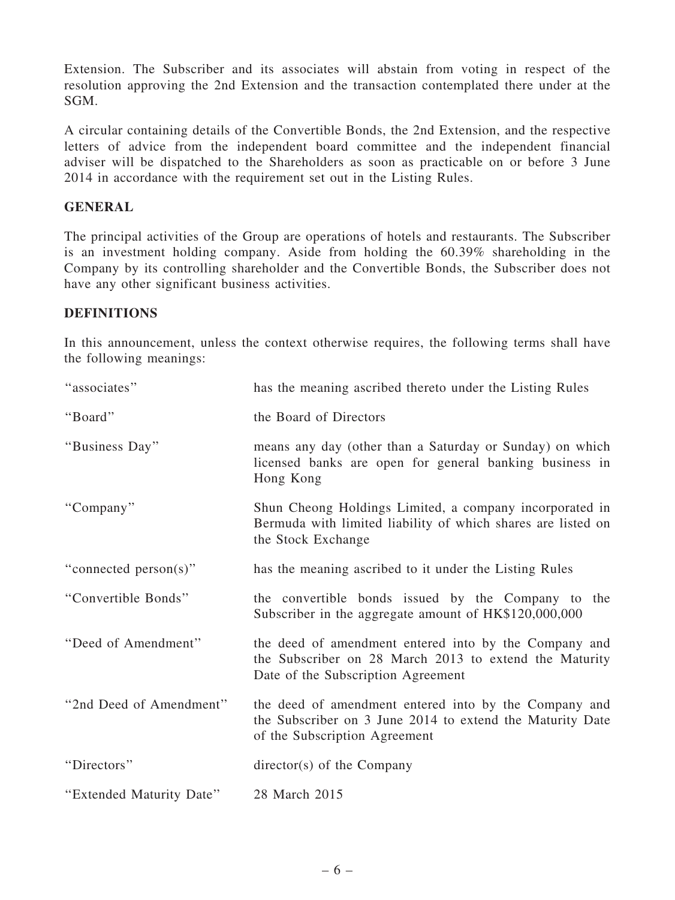Extension. The Subscriber and its associates will abstain from voting in respect of the resolution approving the 2nd Extension and the transaction contemplated there under at the SGM.

A circular containing details of the Convertible Bonds, the 2nd Extension, and the respective letters of advice from the independent board committee and the independent financial adviser will be dispatched to the Shareholders as soon as practicable on or before 3 June 2014 in accordance with the requirement set out in the Listing Rules.

## GENERAL

The principal activities of the Group are operations of hotels and restaurants. The Subscriber is an investment holding company. Aside from holding the 60.39% shareholding in the Company by its controlling shareholder and the Convertible Bonds, the Subscriber does not have any other significant business activities.

## DEFINITIONS

In this announcement, unless the context otherwise requires, the following terms shall have the following meanings:

| | |
|---|---|
| "associates" | has the meaning ascribed thereto under the Listing Rules |
| "Board" | the Board of Directors |
| "Business Day" | means any day (other than a Saturday or Sunday) on which licensed banks are open for general banking business in Hong Kong |
| "Company" | Shun Cheong Holdings Limited, a company incorporated in Bermuda with limited liability of which shares are listed on the Stock Exchange |
| "connected person(s)" | has the meaning ascribed to it under the Listing Rules |
| "Convertible Bonds" | the convertible bonds issued by the Company to the Subscriber in the aggregate amount of HK$120,000,000 |
| "Deed of Amendment" | the deed of amendment entered into by the Company and the Subscriber on 28 March 2013 to extend the Maturity Date of the Subscription Agreement |
| "2nd Deed of Amendment" | the deed of amendment entered into by the Company and the Subscriber on 3 June 2014 to extend the Maturity Date of the Subscription Agreement |
| "Directors" | director(s) of the Company |
| "Extended Maturity Date" | 28 March 2015 |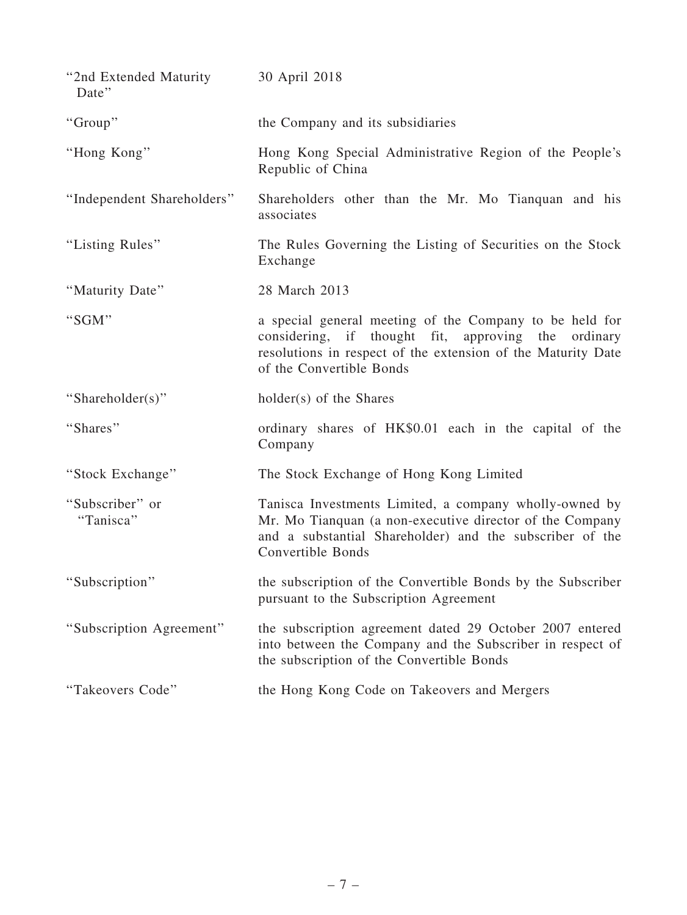| | |
|---|---|
| "2nd Extended Maturity Date" | 30 April 2018 |
| "Group" | the Company and its subsidiaries |
| "Hong Kong" | Hong Kong Special Administrative Region of the People's Republic of China |
| "Independent Shareholders" | Shareholders other than the Mr. Mo Tianquan and his associates |
| "Listing Rules" | The Rules Governing the Listing of Securities on the Stock Exchange |
| "Maturity Date" | 28 March 2013 |
| "SGM" | a special general meeting of the Company to be held for considering, if thought fit, approving the ordinary resolutions in respect of the extension of the Maturity Date of the Convertible Bonds |
| "Shareholder(s)" | holder(s) of the Shares |
| "Shares" | ordinary shares of HK$0.01 each in the capital of the Company |
| "Stock Exchange" | The Stock Exchange of Hong Kong Limited |
| "Subscriber" or "Tanisca" | Tanisca Investments Limited, a company wholly-owned by Mr. Mo Tianquan (a non-executive director of the Company and a substantial Shareholder) and the subscriber of the Convertible Bonds |
| "Subscription" | the subscription of the Convertible Bonds by the Subscriber pursuant to the Subscription Agreement |
| "Subscription Agreement" | the subscription agreement dated 29 October 2007 entered into between the Company and the Subscriber in respect of the subscription of the Convertible Bonds |
| "Takeovers Code" | the Hong Kong Code on Takeovers and Mergers |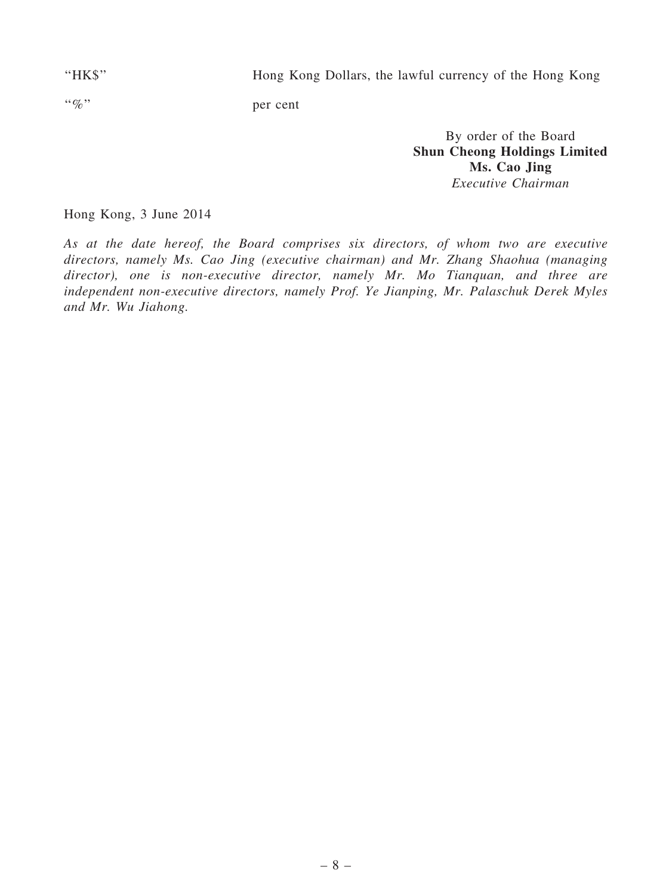| | |
|---|---|
| "HK$" | Hong Kong Dollars, the lawful currency of the Hong Kong |
| "%" | per cent |

By order of the Board
**Shun Cheong Holdings Limited**
**Ms. Cao Jing**
*Executive Chairman*

Hong Kong, 3 June 2014

*As at the date hereof, the Board comprises six directors, of whom two are executive directors, namely Ms. Cao Jing (executive chairman) and Mr. Zhang Shaohua (managing director), one is non-executive director, namely Mr. Mo Tianquan, and three are independent non-executive directors, namely Prof. Ye Jianping, Mr. Palaschuk Derek Myles and Mr. Wu Jiahong.*